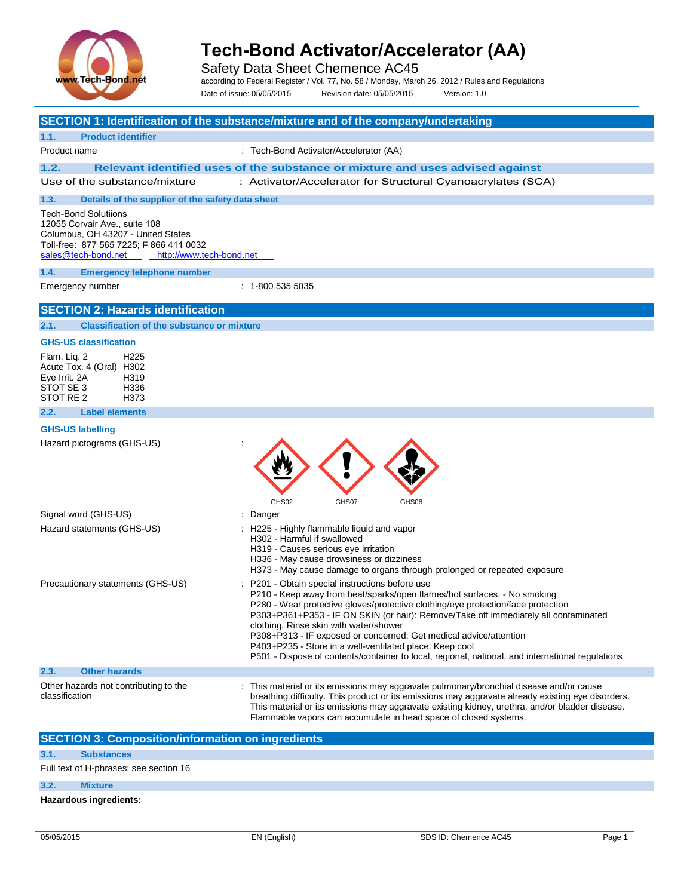# Tech-Bond Activator/Accelerator (AA)

Safety Data Sheet Chemence AC45

according to Federal Register / Vol. 77, No. 58 / Monday, March 26, 2012 / Rules and Regulations

Date of issue: 05/05/2015 Revision date: 05/05/2015 Version: 1.0

## SECTION 1: Identification of the substance/mixture and of the company/undertaking

### 1.1. Product identifier

Product name : Tech-Bond Activator/Accelerator (AA)

### 1.2. Relevant identified uses of the substance or mixture and uses advised against

Use of the substance/mixture : Activator/Accelerator for Structural Cyanoacrylates (SCA)

### 1.3. Details of the supplier of the safety data sheet

Tech-Bond Solutiions
12055 Corvair Ave., suite 108
Columbus, OH 43207 - United States
Toll-free: 877 565 7225; F 866 411 0032
sales@tech-bond.net http://www.tech-bond.net

### 1.4. Emergency telephone number

Emergency number : 1-800 535 5035

## SECTION 2: Hazards identification

### 2.1. Classification of the substance or mixture

**GHS-US classification**

Flam. Liq. 2 H225
Acute Tox. 4 (Oral) H302
Eye Irrit. 2A H319
STOT SE 3 H336
STOT RE 2 H373

### 2.2. Label elements

**GHS-US labelling**

Hazard pictograms (GHS-US) : GHS02 GHS07 GHS08

Signal word (GHS-US) : Danger

Hazard statements (GHS-US) :
H225 - Highly flammable liquid and vapor
H302 - Harmful if swallowed
H319 - Causes serious eye irritation
H336 - May cause drowsiness or dizziness
H373 - May cause damage to organs through prolonged or repeated exposure

Precautionary statements (GHS-US) :
P201 - Obtain special instructions before use
P210 - Keep away from heat/sparks/open flames/hot surfaces. - No smoking
P280 - Wear protective gloves/protective clothing/eye protection/face protection
P303+P361+P353 - IF ON SKIN (or hair): Remove/Take off immediately all contaminated clothing. Rinse skin with water/shower
P308+P313 - IF exposed or concerned: Get medical advice/attention
P403+P235 - Store in a well-ventilated place. Keep cool
P501 - Dispose of contents/container to local, regional, national, and international regulations

### 2.3. Other hazards

Other hazards not contributing to the classification : This material or its emissions may aggravate pulmonary/bronchial disease and/or cause breathing difficulty. This product or its emissions may aggravate already existing eye disorders. This material or its emissions may aggravate existing kidney, urethra, and/or bladder disease. Flammable vapors can accumulate in head space of closed systems.

## SECTION 3: Composition/information on ingredients

### 3.1. Substances

Full text of H-phrases: see section 16

### 3.2. Mixture

**Hazardous ingredients:**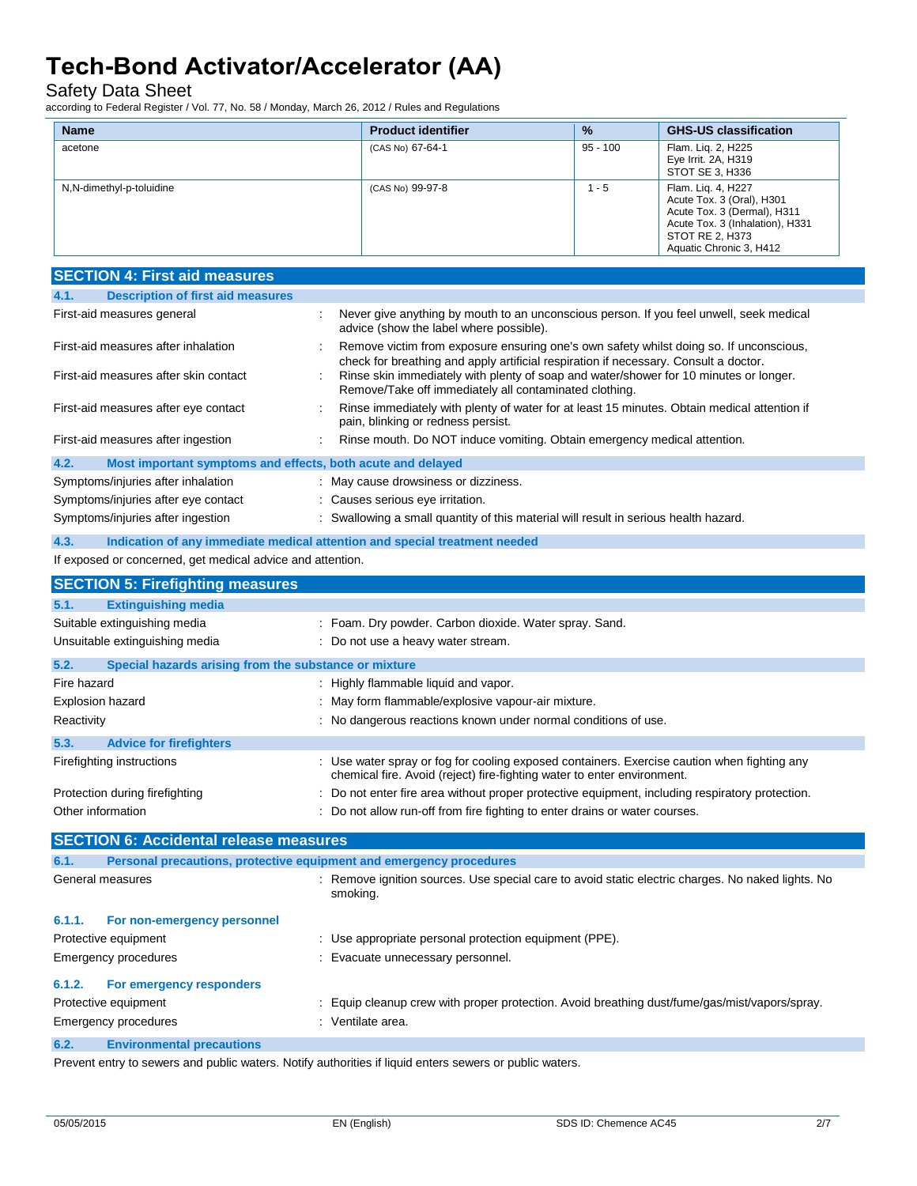| Name | Product identifier | % | GHS-US classification |
|---|---|---|---|
| acetone | (CAS No) 67-64-1 | 95 - 100 | Flam. Liq. 2, H225<br>Eye Irrit. 2A, H319<br>STOT SE 3, H336 |
| N,N-dimethyl-p-toluidine | (CAS No) 99-97-8 | 1 - 5 | Flam. Liq. 4, H227<br>Acute Tox. 3 (Oral), H301<br>Acute Tox. 3 (Dermal), H311<br>Acute Tox. 3 (Inhalation), H331<br>STOT RE 2, H373<br>Aquatic Chronic 3, H412 |

## SECTION 4: First aid measures

### 4.1. Description of first aid measures

First-aid measures general : Never give anything by mouth to an unconscious person. If you feel unwell, seek medical advice (show the label where possible).

First-aid measures after inhalation : Remove victim from exposure ensuring one's own safety whilst doing so. If unconscious, check for breathing and apply artificial respiration if necessary. Consult a doctor.

First-aid measures after skin contact : Rinse skin immediately with plenty of soap and water/shower for 10 minutes or longer. Remove/Take off immediately all contaminated clothing.

First-aid measures after eye contact : Rinse immediately with plenty of water for at least 15 minutes. Obtain medical attention if pain, blinking or redness persist.

First-aid measures after ingestion : Rinse mouth. Do NOT induce vomiting. Obtain emergency medical attention.

### 4.2. Most important symptoms and effects, both acute and delayed

Symptoms/injuries after inhalation : May cause drowsiness or dizziness.

Symptoms/injuries after eye contact : Causes serious eye irritation.

Symptoms/injuries after ingestion : Swallowing a small quantity of this material will result in serious health hazard.

### 4.3. Indication of any immediate medical attention and special treatment needed

If exposed or concerned, get medical advice and attention.

## SECTION 5: Firefighting measures

### 5.1. Extinguishing media

Suitable extinguishing media : Foam. Dry powder. Carbon dioxide. Water spray. Sand.

Unsuitable extinguishing media : Do not use a heavy water stream.

### 5.2. Special hazards arising from the substance or mixture

Fire hazard : Highly flammable liquid and vapor.

Explosion hazard : May form flammable/explosive vapour-air mixture.

Reactivity : No dangerous reactions known under normal conditions of use.

### 5.3. Advice for firefighters

Firefighting instructions : Use water spray or fog for cooling exposed containers. Exercise caution when fighting any chemical fire. Avoid (reject) fire-fighting water to enter environment.

Protection during firefighting : Do not enter fire area without proper protective equipment, including respiratory protection.

Other information : Do not allow run-off from fire fighting to enter drains or water courses.

## SECTION 6: Accidental release measures

### 6.1. Personal precautions, protective equipment and emergency procedures

General measures : Remove ignition sources. Use special care to avoid static electric charges. No naked lights. No smoking.

#### 6.1.1. For non-emergency personnel

Protective equipment : Use appropriate personal protection equipment (PPE).

Emergency procedures : Evacuate unnecessary personnel.

#### 6.1.2. For emergency responders

Protective equipment : Equip cleanup crew with proper protection. Avoid breathing dust/fume/gas/mist/vapors/spray.

Emergency procedures : Ventilate area.

### 6.2. Environmental precautions

Prevent entry to sewers and public waters. Notify authorities if liquid enters sewers or public waters.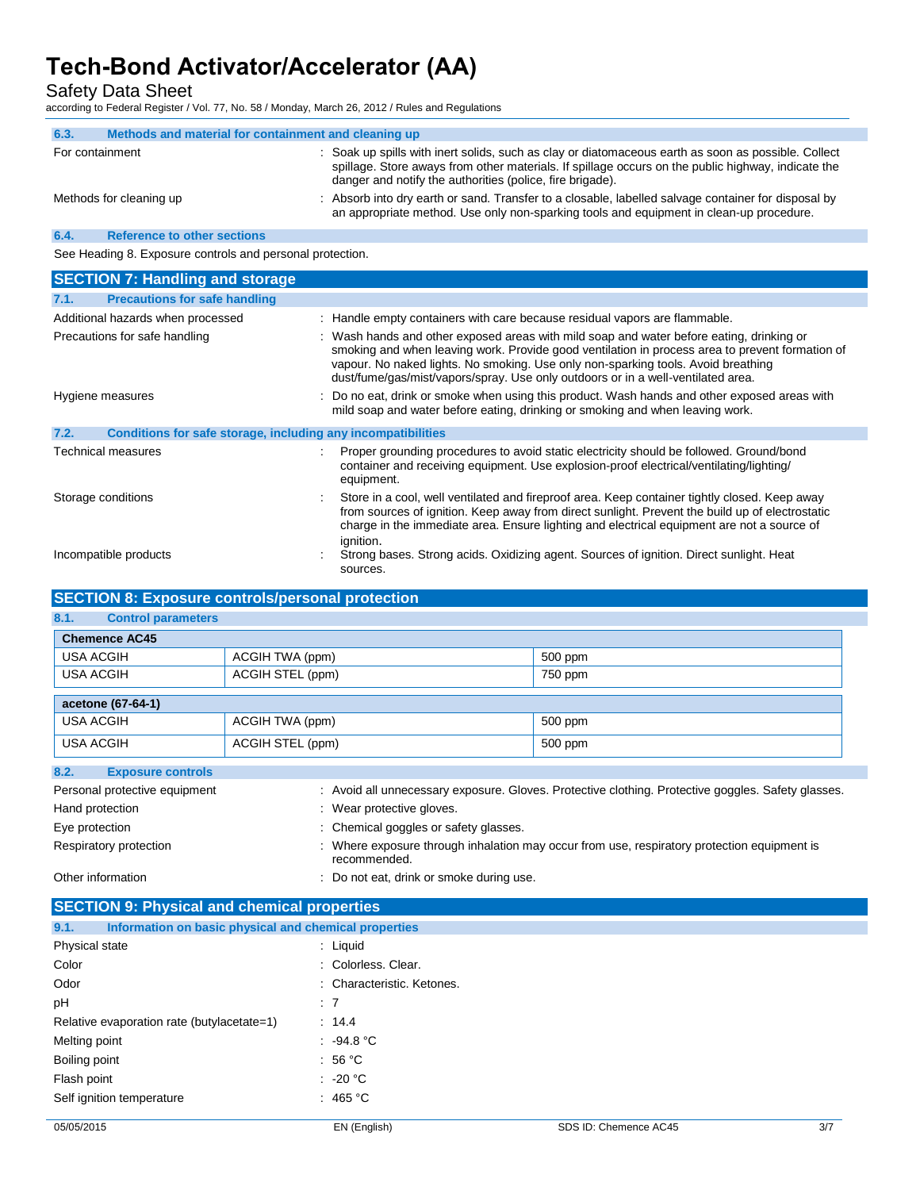### 6.3. Methods and material for containment and cleaning up

| | |
|---|---|
| For containment | : Soak up spills with inert solids, such as clay or diatomaceous earth as soon as possible. Collect spillage. Store aways from other materials. If spillage occurs on the public highway, indicate the danger and notify the authorities (police, fire brigade). |
| Methods for cleaning up | : Absorb into dry earth or sand. Transfer to a closable, labelled salvage container for disposal by an appropriate method. Use only non-sparking tools and equipment in clean-up procedure. |

### 6.4. Reference to other sections

See Heading 8. Exposure controls and personal protection.

## SECTION 7: Handling and storage

### 7.1. Precautions for safe handling

| | |
|---|---|
| Additional hazards when processed | : Handle empty containers with care because residual vapors are flammable. |
| Precautions for safe handling | : Wash hands and other exposed areas with mild soap and water before eating, drinking or smoking and when leaving work. Provide good ventilation in process area to prevent formation of vapour. No naked lights. No smoking. Use only non-sparking tools. Avoid breathing dust/fume/gas/mist/vapors/spray. Use only outdoors or in a well-ventilated area. |
| Hygiene measures | : Do no eat, drink or smoke when using this product. Wash hands and other exposed areas with mild soap and water before eating, drinking or smoking and when leaving work. |

### 7.2. Conditions for safe storage, including any incompatibilities

| | |
|---|---|
| Technical measures | : Proper grounding procedures to avoid static electricity should be followed. Ground/bond container and receiving equipment. Use explosion-proof electrical/ventilating/lighting/ equipment. |
| Storage conditions | : Store in a cool, well ventilated and fireproof area. Keep container tightly closed. Keep away from sources of ignition. Keep away from direct sunlight. Prevent the build up of electrostatic charge in the immediate area. Ensure lighting and electrical equipment are not a source of ignition. |
| Incompatible products | : Strong bases. Strong acids. Oxidizing agent. Sources of ignition. Direct sunlight. Heat sources. |

## SECTION 8: Exposure controls/personal protection

### 8.1. Control parameters

| Chemence AC45 | | |
|---|---|---|
| USA ACGIH | ACGIH TWA (ppm) | 500 ppm |
| USA ACGIH | ACGIH STEL (ppm) | 750 ppm |

| acetone (67-64-1) | | |
|---|---|---|
| USA ACGIH | ACGIH TWA (ppm) | 500 ppm |
| USA ACGIH | ACGIH STEL (ppm) | 500 ppm |

### 8.2. Exposure controls

| | |
|---|---|
| Personal protective equipment | : Avoid all unnecessary exposure. Gloves. Protective clothing. Protective goggles. Safety glasses. |
| Hand protection | : Wear protective gloves. |
| Eye protection | : Chemical goggles or safety glasses. |
| Respiratory protection | : Where exposure through inhalation may occur from use, respiratory protection equipment is recommended. |
| Other information | : Do not eat, drink or smoke during use. |

## SECTION 9: Physical and chemical properties

### 9.1. Information on basic physical and chemical properties

| | |
|---|---|
| Physical state | : Liquid |
| Color | : Colorless. Clear. |
| Odor | : Characteristic. Ketones. |
| pH | : 7 |
| Relative evaporation rate (butylacetate=1) | : 14.4 |
| Melting point | : -94.8 °C |
| Boiling point | : 56 °C |
| Flash point | : -20 °C |
| Self ignition temperature | : 465 °C |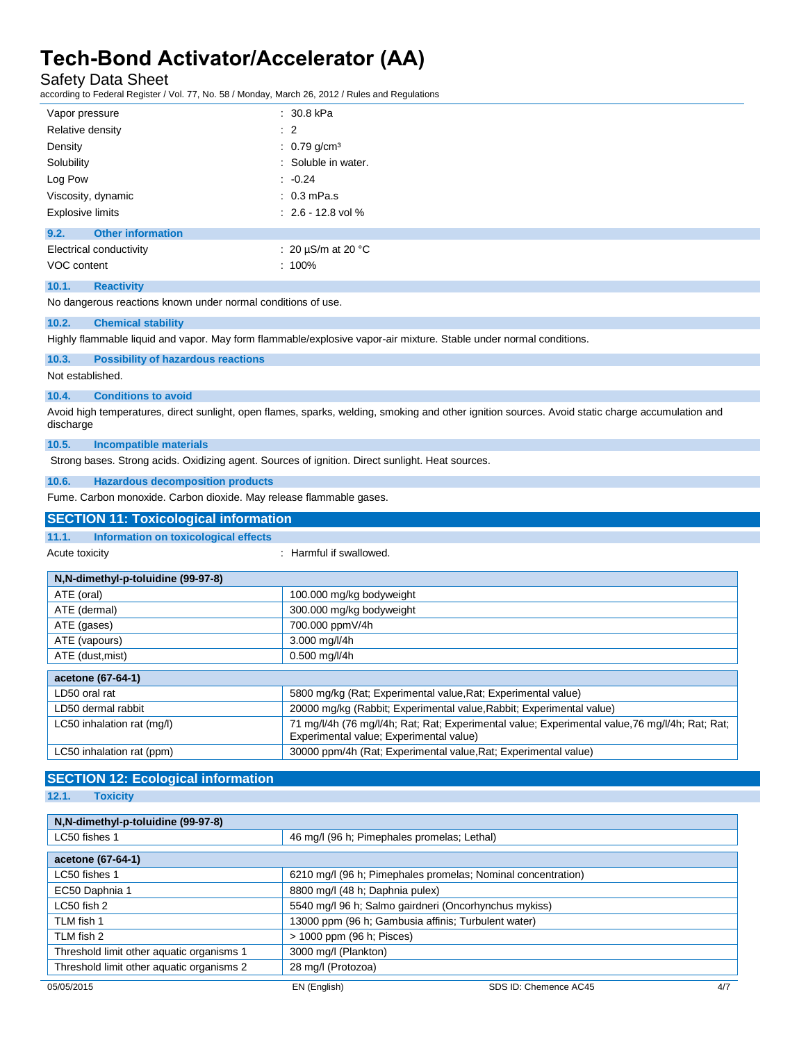| | |
|---|---|
| Vapor pressure | : 30.8 kPa |
| Relative density | : 2 |
| Density | : 0.79 g/cm³ |
| Solubility | : Soluble in water. |
| Log Pow | : -0.24 |
| Viscosity, dynamic | : 0.3 mPa.s |
| Explosive limits | : 2.6 - 12.8 vol % |

### 9.2. Other information

| | |
|---|---|
| Electrical conductivity | : 20 µS/m at 20 °C |
| VOC content | : 100% |

### 10.1. Reactivity

No dangerous reactions known under normal conditions of use.

### 10.2. Chemical stability

Highly flammable liquid and vapor. May form flammable/explosive vapor-air mixture. Stable under normal conditions.

### 10.3. Possibility of hazardous reactions

Not established.

### 10.4. Conditions to avoid

Avoid high temperatures, direct sunlight, open flames, sparks, welding, smoking and other ignition sources. Avoid static charge accumulation and discharge

### 10.5. Incompatible materials

Strong bases. Strong acids. Oxidizing agent. Sources of ignition. Direct sunlight. Heat sources.

### 10.6. Hazardous decomposition products

Fume. Carbon monoxide. Carbon dioxide. May release flammable gases.

## SECTION 11: Toxicological information

### 11.1. Information on toxicological effects

Acute toxicity : Harmful if swallowed.

| N,N-dimethyl-p-toluidine (99-97-8) | |
|---|---|
| ATE (oral) | 100.000 mg/kg bodyweight |
| ATE (dermal) | 300.000 mg/kg bodyweight |
| ATE (gases) | 700.000 ppmV/4h |
| ATE (vapours) | 3.000 mg/l/4h |
| ATE (dust,mist) | 0.500 mg/l/4h |

| acetone (67-64-1) | |
|---|---|
| LD50 oral rat | 5800 mg/kg (Rat; Experimental value,Rat; Experimental value) |
| LD50 dermal rabbit | 20000 mg/kg (Rabbit; Experimental value,Rabbit; Experimental value) |
| LC50 inhalation rat (mg/l) | 71 mg/l/4h (76 mg/l/4h; Rat; Rat; Experimental value; Experimental value,76 mg/l/4h; Rat; Rat; Experimental value; Experimental value) |
| LC50 inhalation rat (ppm) | 30000 ppm/4h (Rat; Experimental value,Rat; Experimental value) |

## SECTION 12: Ecological information

### 12.1. Toxicity

| N,N-dimethyl-p-toluidine (99-97-8) | |
|---|---|
| LC50 fishes 1 | 46 mg/l (96 h; Pimephales promelas; Lethal) |

| acetone (67-64-1) | |
|---|---|
| LC50 fishes 1 | 6210 mg/l (96 h; Pimephales promelas; Nominal concentration) |
| EC50 Daphnia 1 | 8800 mg/l (48 h; Daphnia pulex) |
| LC50 fish 2 | 5540 mg/l 96 h; Salmo gairdneri (Oncorhynchus mykiss) |
| TLM fish 1 | 13000 ppm (96 h; Gambusia affinis; Turbulent water) |
| TLM fish 2 | > 1000 ppm (96 h; Pisces) |
| Threshold limit other aquatic organisms 1 | 3000 mg/l (Plankton) |
| Threshold limit other aquatic organisms 2 | 28 mg/l (Protozoa) |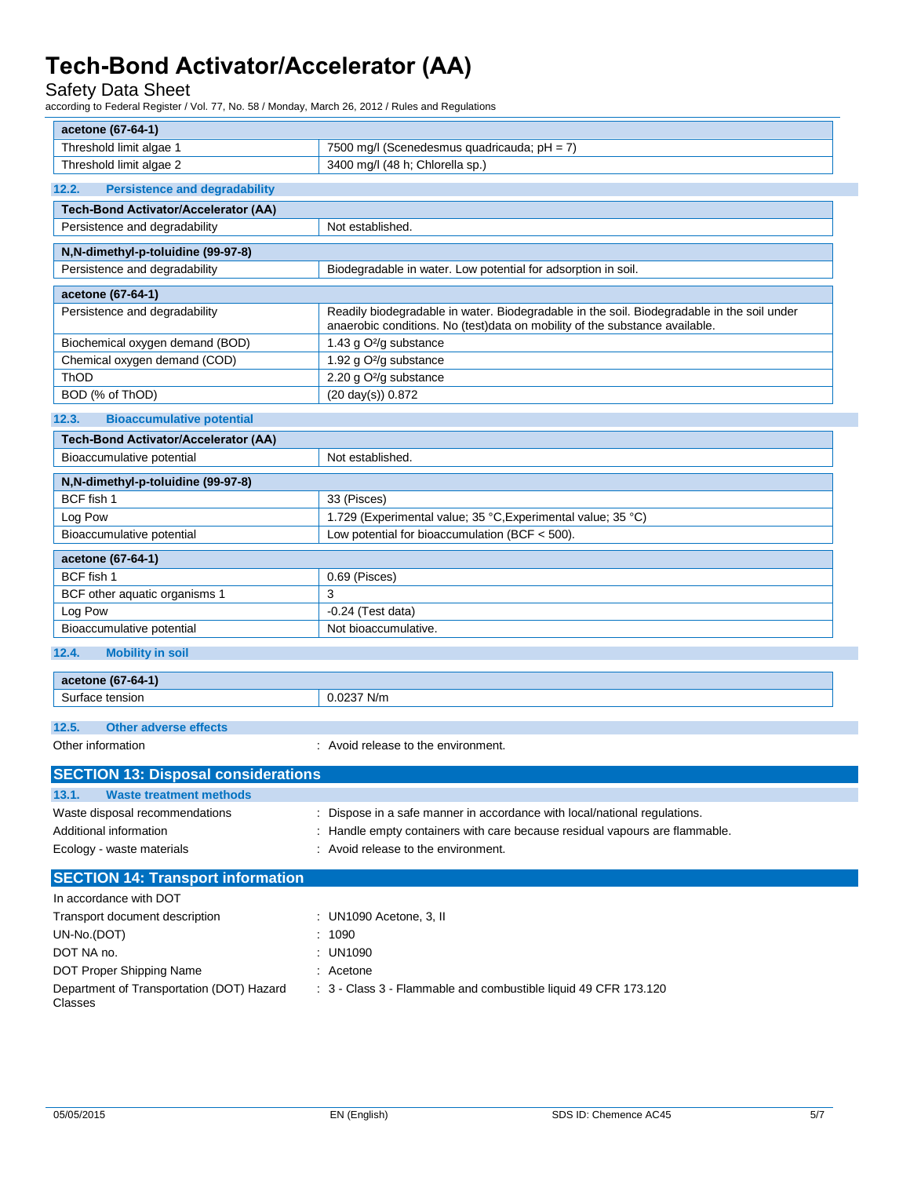| acetone (67-64-1) | |
|---|---|
| Threshold limit algae 1 | 7500 mg/l (Scenedesmus quadricauda; pH = 7) |
| Threshold limit algae 2 | 3400 mg/l (48 h; Chlorella sp.) |

### 12.2. Persistence and degradability

| Tech-Bond Activator/Accelerator (AA) | |
|---|---|
| Persistence and degradability | Not established. |

| N,N-dimethyl-p-toluidine (99-97-8) | |
|---|---|
| Persistence and degradability | Biodegradable in water. Low potential for adsorption in soil. |

| acetone (67-64-1) | |
|---|---|
| Persistence and degradability | Readily biodegradable in water. Biodegradable in the soil. Biodegradable in the soil under anaerobic conditions. No (test)data on mobility of the substance available. |
| Biochemical oxygen demand (BOD) | 1.43 g $O^2$/g substance |
| Chemical oxygen demand (COD) | 1.92 g $O^2$/g substance |
| ThOD | 2.20 g $O^2$/g substance |
| BOD (% of ThOD) | (20 day(s)) 0.872 |

### 12.3. Bioaccumulative potential

| Tech-Bond Activator/Accelerator (AA) | |
|---|---|
| Bioaccumulative potential | Not established. |

| N,N-dimethyl-p-toluidine (99-97-8) | |
|---|---|
| BCF fish 1 | 33 (Pisces) |
| Log Pow | 1.729 (Experimental value; 35 °C,Experimental value; 35 °C) |
| Bioaccumulative potential | Low potential for bioaccumulation (BCF < 500). |

| acetone (67-64-1) | |
|---|---|
| BCF fish 1 | 0.69 (Pisces) |
| BCF other aquatic organisms 1 | 3 |
| Log Pow | -0.24 (Test data) |
| Bioaccumulative potential | Not bioaccumulative. |

### 12.4. Mobility in soil

| acetone (67-64-1) | |
|---|---|
| Surface tension | 0.0237 N/m |

### 12.5. Other adverse effects

Other information : Avoid release to the environment.

## SECTION 13: Disposal considerations

### 13.1. Waste treatment methods

Waste disposal recommendations : Dispose in a safe manner in accordance with local/national regulations.

Additional information : Handle empty containers with care because residual vapours are flammable.

Ecology - waste materials : Avoid release to the environment.

## SECTION 14: Transport information

In accordance with DOT

Transport document description : UN1090 Acetone, 3, II

UN-No.(DOT) : 1090

DOT NA no. : UN1090

DOT Proper Shipping Name : Acetone

Department of Transportation (DOT) Hazard Classes : 3 - Class 3 - Flammable and combustible liquid 49 CFR 173.120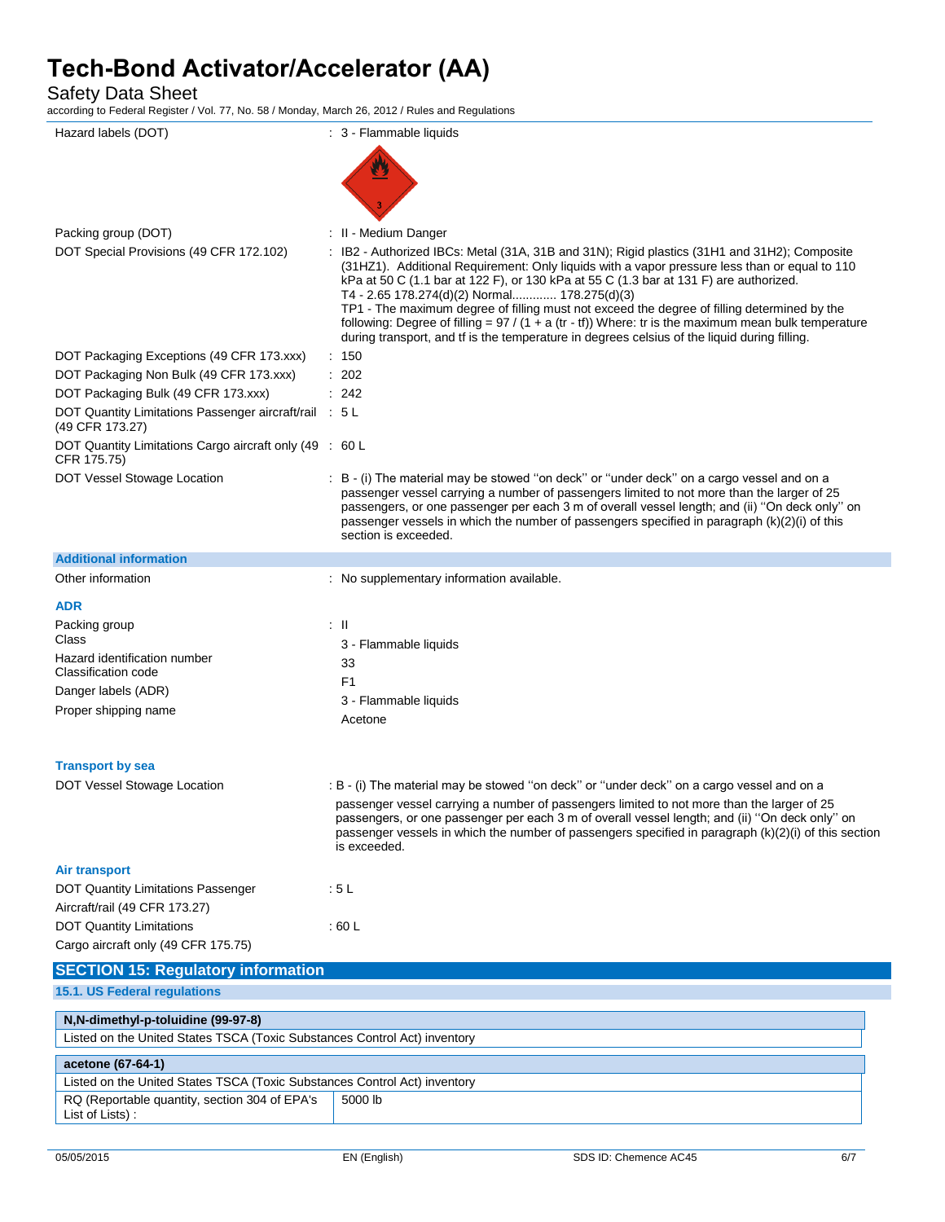| | |
|---|---|
| Hazard labels (DOT) | : 3 - Flammable liquids |
| Packing group (DOT) | : II - Medium Danger |
| DOT Special Provisions (49 CFR 172.102) | : IB2 - Authorized IBCs: Metal (31A, 31B and 31N); Rigid plastics (31H1 and 31H2); Composite (31HZ1). Additional Requirement: Only liquids with a vapor pressure less than or equal to 110 kPa at 50 C (1.1 bar at 122 F), or 130 kPa at 55 C (1.3 bar at 131 F) are authorized. T4 - 2.65 178.274(d)(2) Normal............. 178.275(d)(3) TP1 - The maximum degree of filling must not exceed the degree of filling determined by the following: Degree of filling = 97 / (1 + a (tr - tf)) Where: tr is the maximum mean bulk temperature during transport, and tf is the temperature in degrees celsius of the liquid during filling. |
| DOT Packaging Exceptions (49 CFR 173.xxx) | : 150 |
| DOT Packaging Non Bulk (49 CFR 173.xxx) | : 202 |
| DOT Packaging Bulk (49 CFR 173.xxx) | : 242 |
| DOT Quantity Limitations Passenger aircraft/rail (49 CFR 173.27) | : 5 L |
| DOT Quantity Limitations Cargo aircraft only (49 CFR 175.75) | : 60 L |
| DOT Vessel Stowage Location | : B - (i) The material may be stowed ''on deck'' or ''under deck'' on a cargo vessel and on a passenger vessel carrying a number of passengers limited to not more than the larger of 25 passengers, or one passenger per each 3 m of overall vessel length; and (ii) ''On deck only'' on passenger vessels in which the number of passengers specified in paragraph (k)(2)(i) of this section is exceeded. |

**Additional information**

Other information : No supplementary information available.

**ADR**

| | |
|---|---|
| Packing group | : II |
| Class | 3 - Flammable liquids |
| Hazard identification number | 33 |
| Classification code | F1 |
| Danger labels (ADR) | 3 - Flammable liquids |
| Proper shipping name | Acetone |

**Transport by sea**

DOT Vessel Stowage Location : B - (i) The material may be stowed ''on deck'' or ''under deck'' on a cargo vessel and on a passenger vessel carrying a number of passengers limited to not more than the larger of 25 passengers, or one passenger per each 3 m of overall vessel length; and (ii) ''On deck only'' on passenger vessels in which the number of passengers specified in paragraph (k)(2)(i) of this section is exceeded.

**Air transport**

| | |
|---|---|
| DOT Quantity Limitations Passenger Aircraft/rail (49 CFR 173.27) | : 5 L |
| DOT Quantity Limitations Cargo aircraft only (49 CFR 175.75) | : 60 L |

## SECTION 15: Regulatory information

### 15.1. US Federal regulations

| N,N-dimethyl-p-toluidine (99-97-8) | |
|---|---|
| Listed on the United States TSCA (Toxic Substances Control Act) inventory | |

| acetone (67-64-1) | |
|---|---|
| Listed on the United States TSCA (Toxic Substances Control Act) inventory | |
| RQ (Reportable quantity, section 304 of EPA's List of Lists) : | 5000 lb |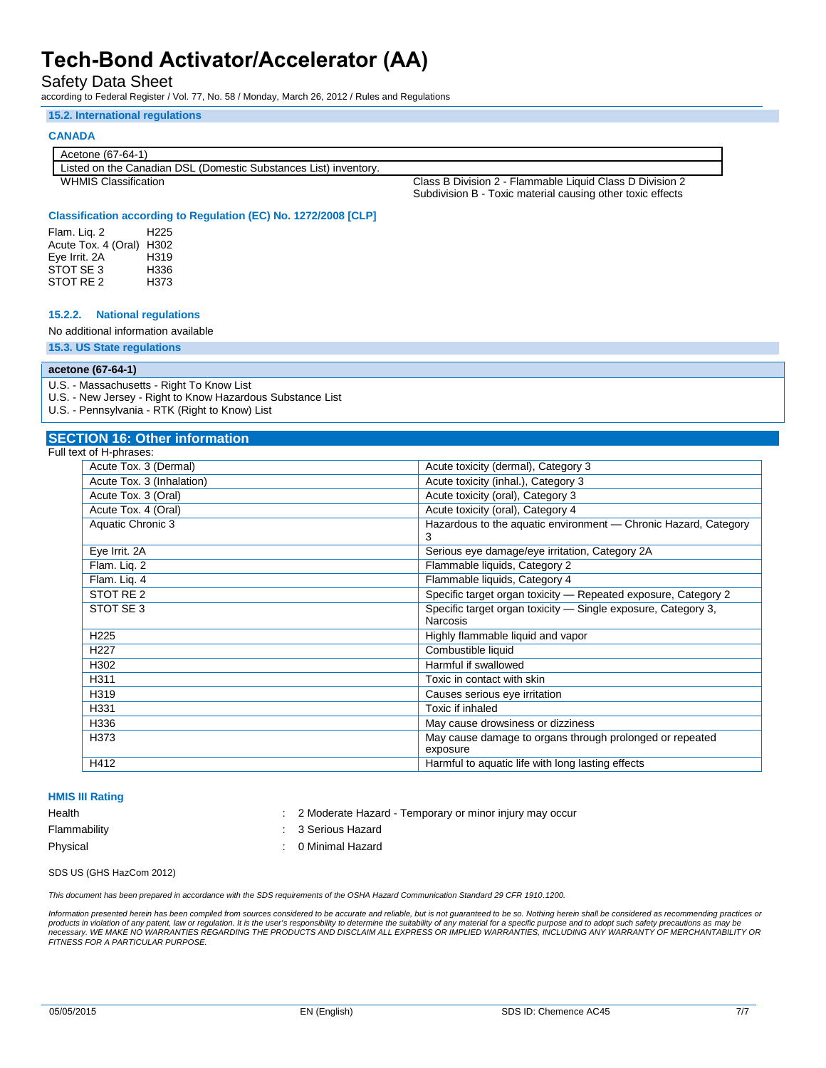### 15.2. International regulations

**CANADA**

| Acetone (67-64-1) | |
|---|---|
| Listed on the Canadian DSL (Domestic Substances List) inventory. | |
| WHMIS Classification | Class B Division 2 - Flammable Liquid Class D Division 2 Subdivision B - Toxic material causing other toxic effects |

**Classification according to Regulation (EC) No. 1272/2008 [CLP]**

| | |
|---|---|
| Flam. Liq. 2 | H225 |
| Acute Tox. 4 (Oral) | H302 |
| Eye Irrit. 2A | H319 |
| STOT SE 3 | H336 |
| STOT RE 2 | H373 |

#### 15.2.2. National regulations

No additional information available

### 15.3. US State regulations

**acetone (67-64-1)**

U.S. - Massachusetts - Right To Know List
U.S. - New Jersey - Right to Know Hazardous Substance List
U.S. - Pennsylvania - RTK (Right to Know) List

## SECTION 16: Other information

Full text of H-phrases:

| | |
|---|---|
| Acute Tox. 3 (Dermal) | Acute toxicity (dermal), Category 3 |
| Acute Tox. 3 (Inhalation) | Acute toxicity (inhal.), Category 3 |
| Acute Tox. 3 (Oral) | Acute toxicity (oral), Category 3 |
| Acute Tox. 4 (Oral) | Acute toxicity (oral), Category 4 |
| Aquatic Chronic 3 | Hazardous to the aquatic environment — Chronic Hazard, Category 3 |
| Eye Irrit. 2A | Serious eye damage/eye irritation, Category 2A |
| Flam. Liq. 2 | Flammable liquids, Category 2 |
| Flam. Liq. 4 | Flammable liquids, Category 4 |
| STOT RE 2 | Specific target organ toxicity — Repeated exposure, Category 2 |
| STOT SE 3 | Specific target organ toxicity — Single exposure, Category 3, Narcosis |
| H225 | Highly flammable liquid and vapor |
| H227 | Combustible liquid |
| H302 | Harmful if swallowed |
| H311 | Toxic in contact with skin |
| H319 | Causes serious eye irritation |
| H331 | Toxic if inhaled |
| H336 | May cause drowsiness or dizziness |
| H373 | May cause damage to organs through prolonged or repeated exposure |
| H412 | Harmful to aquatic life with long lasting effects |

**HMIS III Rating**

| | |
|---|---|
| Health | : 2 Moderate Hazard - Temporary or minor injury may occur |
| Flammability | : 3 Serious Hazard |
| Physical | : 0 Minimal Hazard |

SDS US (GHS HazCom 2012)

*This document has been prepared in accordance with the SDS requirements of the OSHA Hazard Communication Standard 29 CFR 1910.1200.*

*Information presented herein has been compiled from sources considered to be accurate and reliable, but is not guaranteed to be so. Nothing herein shall be considered as recommending practices or products in violation of any patent, law or regulation. It is the user's responsibility to determine the suitability of any material for a specific purpose and to adopt such safety precautions as may be necessary. WE MAKE NO WARRANTIES REGARDING THE PRODUCTS AND DISCLAIM ALL EXPRESS OR IMPLIED WARRANTIES, INCLUDING ANY WARRANTY OF MERCHANTABILITY OR FITNESS FOR A PARTICULAR PURPOSE.*